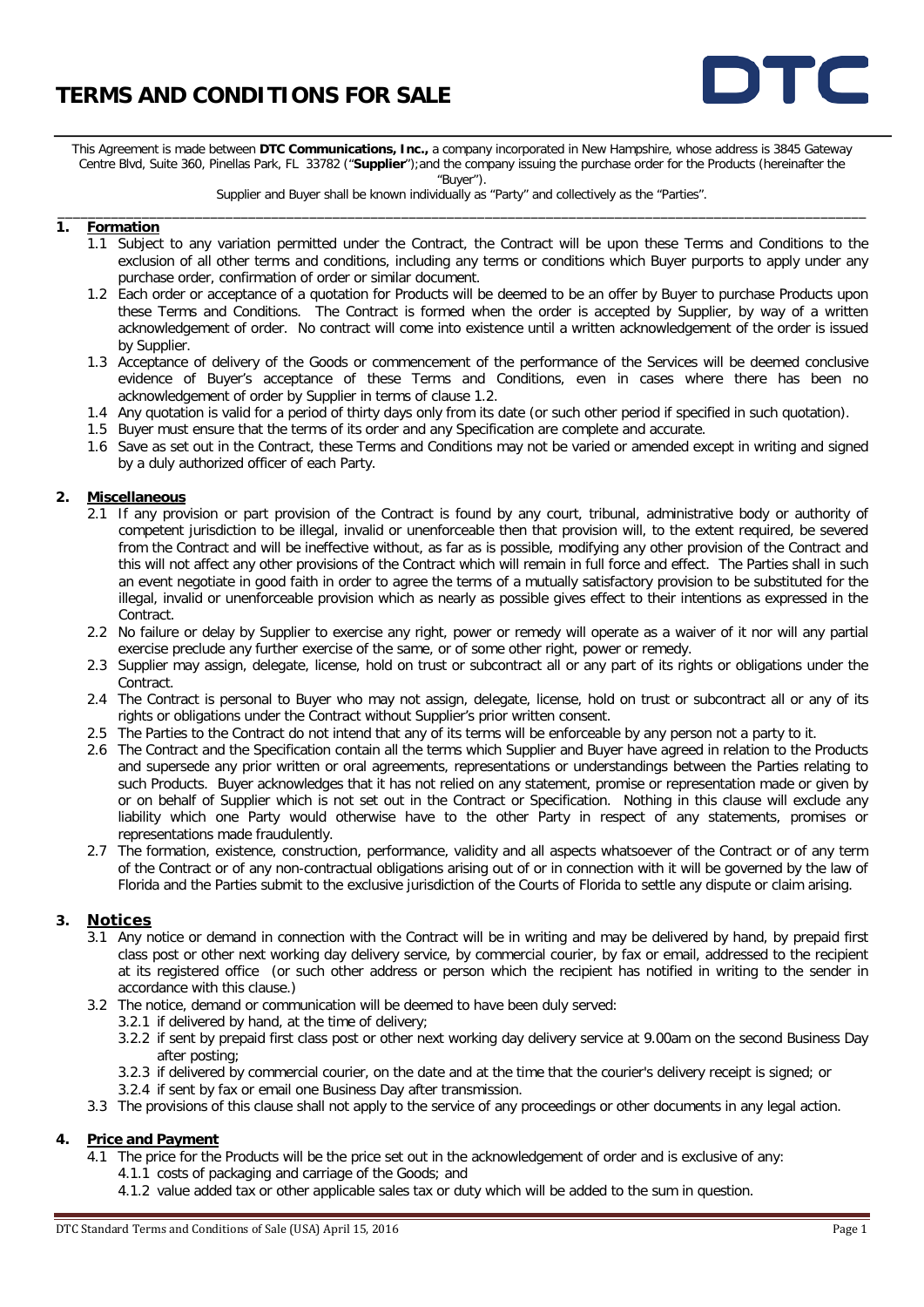# TERMS AND CONDITIONS FOR SALE

This Agreement is made between **DTC Communications, Inc.,** a company incorporated in New Hampshire, whose address is 3845 Gateway Centre Blvd, Suite 360, Pinellas Park, FL 33782 ("**Supplier**");and the company issuing the purchase order for the Products (hereinafter the "Buyer").

Supplier and Buyer shall be known individually as "Party" and collectively as the "Parties".

## 1. Formation

1.1 Subject to any variation permitted under the Contract, the Contract will be upon these Terms and Conditions to the exclusion of all other terms and conditions, including any terms or conditions which Buyer purports to apply under any purchase order, confirmation of order or similar document.

1.2 Each order or acceptance of a quotation for Products will be deemed to be an offer by Buyer to purchase Products upon these Terms and Conditions. The Contract is formed when the order is accepted by Supplier, by way of a written acknowledgement of order. No contract will come into existence until a written acknowledgement of the order is issued by Supplier.

1.3 Acceptance of delivery of the Goods or commencement of the performance of the Services will be deemed conclusive evidence of Buyer's acceptance of these Terms and Conditions, even in cases where there has been no acknowledgement of order by Supplier in terms of clause 1.2.

1.4 Any quotation is valid for a period of thirty days only from its date (or such other period if specified in such quotation).

1.5 Buyer must ensure that the terms of its order and any Specification are complete and accurate.

1.6 Save as set out in the Contract, these Terms and Conditions may not be varied or amended except in writing and signed by a duly authorized officer of each Party.

## 2. Miscellaneous

2.1 If any provision or part provision of the Contract is found by any court, tribunal, administrative body or authority of competent jurisdiction to be illegal, invalid or unenforceable then that provision will, to the extent required, be severed from the Contract and will be ineffective without, as far as is possible, modifying any other provision of the Contract and this will not affect any other provisions of the Contract which will remain in full force and effect. The Parties shall in such an event negotiate in good faith in order to agree the terms of a mutually satisfactory provision to be substituted for the illegal, invalid or unenforceable provision which as nearly as possible gives effect to their intentions as expressed in the Contract.

2.2 No failure or delay by Supplier to exercise any right, power or remedy will operate as a waiver of it nor will any partial exercise preclude any further exercise of the same, or of some other right, power or remedy.

2.3 Supplier may assign, delegate, license, hold on trust or subcontract all or any part of its rights or obligations under the Contract.

2.4 The Contract is personal to Buyer who may not assign, delegate, license, hold on trust or subcontract all or any of its rights or obligations under the Contract without Supplier's prior written consent.

2.5 The Parties to the Contract do not intend that any of its terms will be enforceable by any person not a party to it.

2.6 The Contract and the Specification contain all the terms which Supplier and Buyer have agreed in relation to the Products and supersede any prior written or oral agreements, representations or understandings between the Parties relating to such Products. Buyer acknowledges that it has not relied on any statement, promise or representation made or given by or on behalf of Supplier which is not set out in the Contract or Specification. Nothing in this clause will exclude any liability which one Party would otherwise have to the other Party in respect of any statements, promises or representations made fraudulently.

2.7 The formation, existence, construction, performance, validity and all aspects whatsoever of the Contract or of any term of the Contract or of any non-contractual obligations arising out of or in connection with it will be governed by the law of Florida and the Parties submit to the exclusive jurisdiction of the Courts of Florida to settle any dispute or claim arising.

## 3. Notices

3.1 Any notice or demand in connection with the Contract will be in writing and may be delivered by hand, by prepaid first class post or other next working day delivery service, by commercial courier, by fax or email, addressed to the recipient at its registered office (or such other address or person which the recipient has notified in writing to the sender in accordance with this clause.)

3.2 The notice, demand or communication will be deemed to have been duly served:

- 3.2.1 if delivered by hand, at the time of delivery;
- 3.2.2 if sent by prepaid first class post or other next working day delivery service at 9.00am on the second Business Day after posting;
- 3.2.3 if delivered by commercial courier, on the date and at the time that the courier's delivery receipt is signed; or
- 3.2.4 if sent by fax or email one Business Day after transmission.

3.3 The provisions of this clause shall not apply to the service of any proceedings or other documents in any legal action.

## 4. Price and Payment

4.1 The price for the Products will be the price set out in the acknowledgement of order and is exclusive of any:

- 4.1.1 costs of packaging and carriage of the Goods; and
- 4.1.2 value added tax or other applicable sales tax or duty which will be added to the sum in question.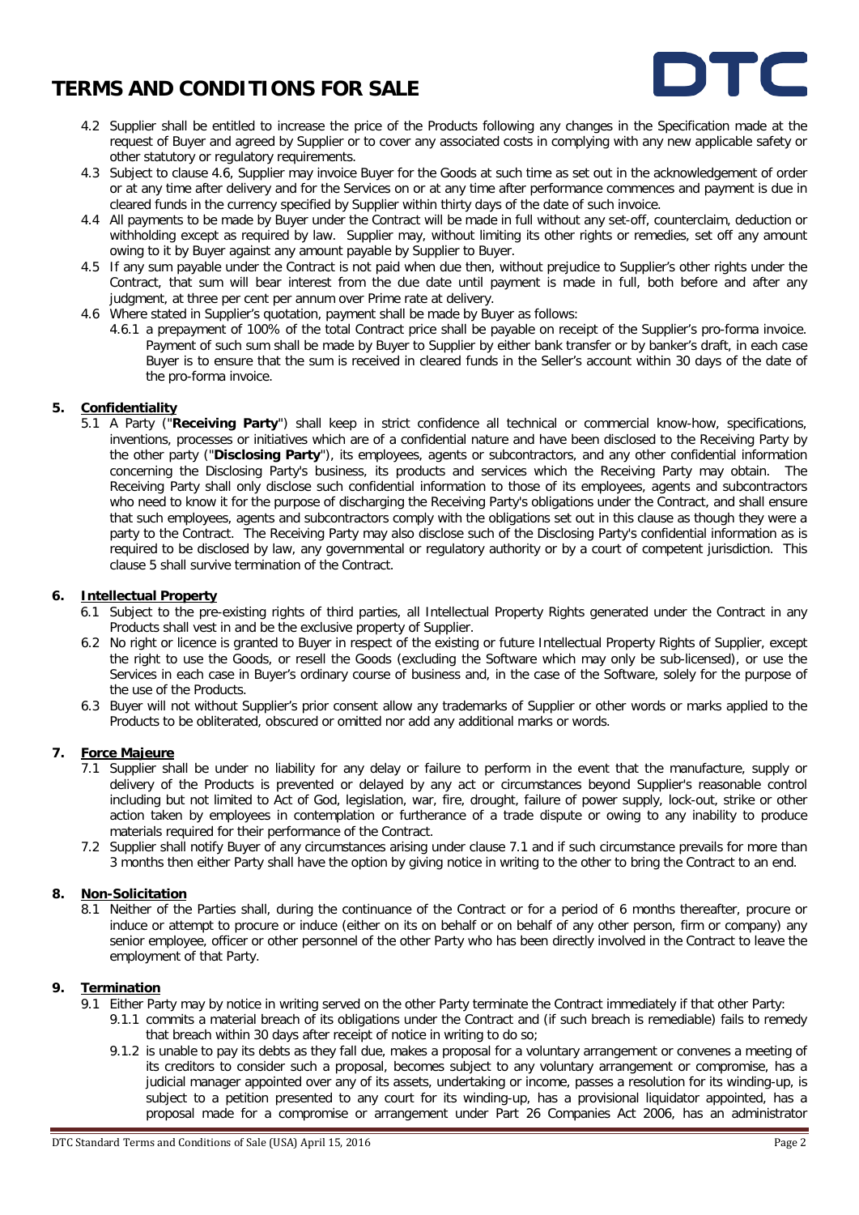- 4.2 Supplier shall be entitled to increase the price of the Products following any changes in the Specification made at the request of Buyer and agreed by Supplier or to cover any associated costs in complying with any new applicable safety or other statutory or regulatory requirements.
- 4.3 Subject to clause 4.6, Supplier may invoice Buyer for the Goods at such time as set out in the acknowledgement of order or at any time after delivery and for the Services on or at any time after performance commences and payment is due in cleared funds in the currency specified by Supplier within thirty days of the date of such invoice.
- 4.4 All payments to be made by Buyer under the Contract will be made in full without any set-off, counterclaim, deduction or withholding except as required by law. Supplier may, without limiting its other rights or remedies, set off any amount owing to it by Buyer against any amount payable by Supplier to Buyer.
- 4.5 If any sum payable under the Contract is not paid when due then, without prejudice to Supplier's other rights under the Contract, that sum will bear interest from the due date until payment is made in full, both before and after any judgment, at three per cent per annum over Prime rate at delivery.
- 4.6 Where stated in Supplier's quotation, payment shall be made by Buyer as follows:
  - 4.6.1 a prepayment of 100% of the total Contract price shall be payable on receipt of the Supplier's pro-forma invoice. Payment of such sum shall be made by Buyer to Supplier by either bank transfer or by banker's draft, in each case Buyer is to ensure that the sum is received in cleared funds in the Seller's account within 30 days of the date of the pro-forma invoice.

## 5. Confidentiality

- 5.1 A Party ("**Receiving Party**") shall keep in strict confidence all technical or commercial know-how, specifications, inventions, processes or initiatives which are of a confidential nature and have been disclosed to the Receiving Party by the other party ("**Disclosing Party**"), its employees, agents or subcontractors, and any other confidential information concerning the Disclosing Party's business, its products and services which the Receiving Party may obtain. The Receiving Party shall only disclose such confidential information to those of its employees, agents and subcontractors who need to know it for the purpose of discharging the Receiving Party's obligations under the Contract, and shall ensure that such employees, agents and subcontractors comply with the obligations set out in this clause as though they were a party to the Contract. The Receiving Party may also disclose such of the Disclosing Party's confidential information as is required to be disclosed by law, any governmental or regulatory authority or by a court of competent jurisdiction. This clause 5 shall survive termination of the Contract.

## 6. Intellectual Property

- 6.1 Subject to the pre-existing rights of third parties, all Intellectual Property Rights generated under the Contract in any Products shall vest in and be the exclusive property of Supplier.
- 6.2 No right or licence is granted to Buyer in respect of the existing or future Intellectual Property Rights of Supplier, except the right to use the Goods, or resell the Goods (excluding the Software which may only be sub-licensed), or use the Services in each case in Buyer's ordinary course of business and, in the case of the Software, solely for the purpose of the use of the Products.
- 6.3 Buyer will not without Supplier's prior consent allow any trademarks of Supplier or other words or marks applied to the Products to be obliterated, obscured or omitted nor add any additional marks or words.

## 7. Force Majeure

- 7.1 Supplier shall be under no liability for any delay or failure to perform in the event that the manufacture, supply or delivery of the Products is prevented or delayed by any act or circumstances beyond Supplier's reasonable control including but not limited to Act of God, legislation, war, fire, drought, failure of power supply, lock-out, strike or other action taken by employees in contemplation or furtherance of a trade dispute or owing to any inability to produce materials required for their performance of the Contract.
- 7.2 Supplier shall notify Buyer of any circumstances arising under clause 7.1 and if such circumstance prevails for more than 3 months then either Party shall have the option by giving notice in writing to the other to bring the Contract to an end.

## 8. Non-Solicitation

- 8.1 Neither of the Parties shall, during the continuance of the Contract or for a period of 6 months thereafter, procure or induce or attempt to procure or induce (either on its on behalf or on behalf of any other person, firm or company) any senior employee, officer or other personnel of the other Party who has been directly involved in the Contract to leave the employment of that Party.

## 9. Termination

- 9.1 Either Party may by notice in writing served on the other Party terminate the Contract immediately if that other Party:
  - 9.1.1 commits a material breach of its obligations under the Contract and (if such breach is remediable) fails to remedy that breach within 30 days after receipt of notice in writing to do so;
  - 9.1.2 is unable to pay its debts as they fall due, makes a proposal for a voluntary arrangement or convenes a meeting of its creditors to consider such a proposal, becomes subject to any voluntary arrangement or compromise, has a judicial manager appointed over any of its assets, undertaking or income, passes a resolution for its winding-up, is subject to a petition presented to any court for its winding-up, has a provisional liquidator appointed, has a proposal made for a compromise or arrangement under Part 26 Companies Act 2006, has an administrator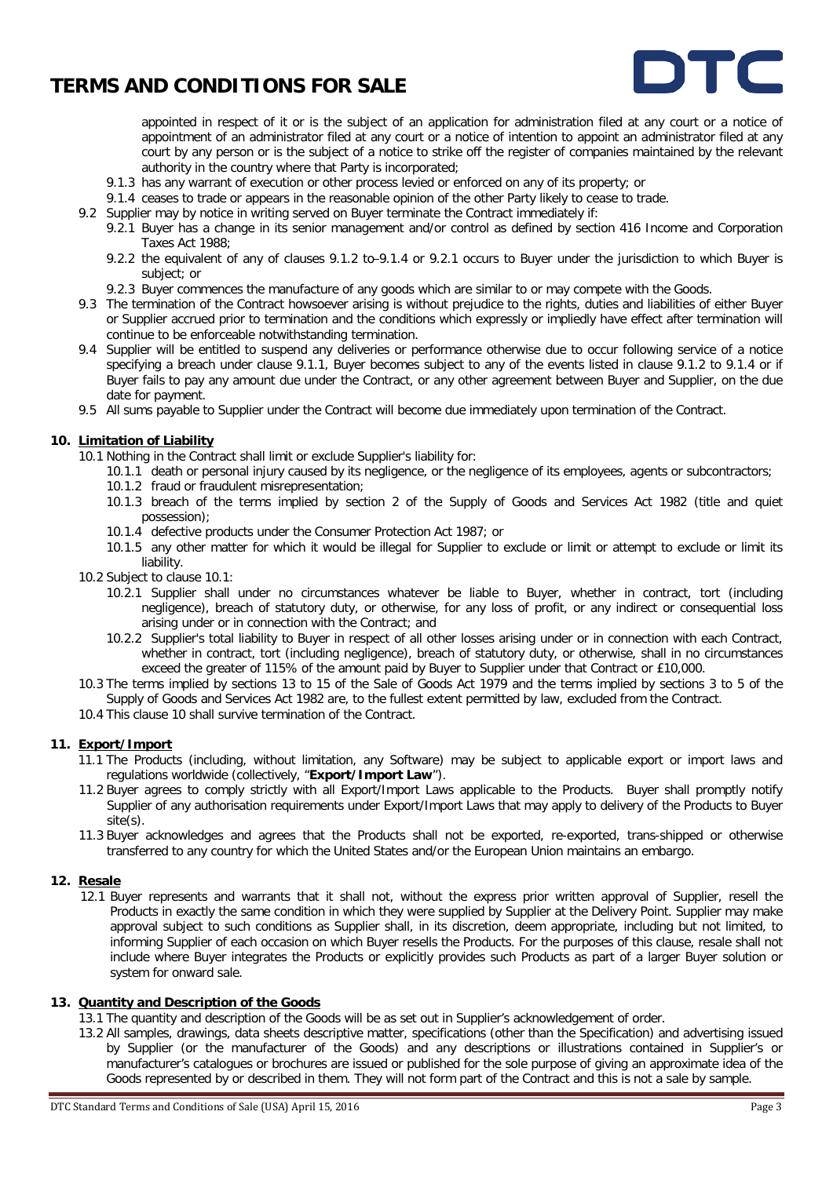appointed in respect of it or is the subject of an application for administration filed at any court or a notice of appointment of an administrator filed at any court or a notice of intention to appoint an administrator filed at any court by any person or is the subject of a notice to strike off the register of companies maintained by the relevant authority in the country where that Party is incorporated;

- 9.1.3 has any warrant of execution or other process levied or enforced on any of its property; or
- 9.1.4 ceases to trade or appears in the reasonable opinion of the other Party likely to cease to trade.

9.2 Supplier may by notice in writing served on Buyer terminate the Contract immediately if:

- 9.2.1 Buyer has a change in its senior management and/or control as defined by section 416 Income and Corporation Taxes Act 1988;
- 9.2.2 the equivalent of any of clauses 9.1.2 to–9.1.4 or 9.2.1 occurs to Buyer under the jurisdiction to which Buyer is subject; or
- 9.2.3 Buyer commences the manufacture of any goods which are similar to or may compete with the Goods.

9.3 The termination of the Contract howsoever arising is without prejudice to the rights, duties and liabilities of either Buyer or Supplier accrued prior to termination and the conditions which expressly or impliedly have effect after termination will continue to be enforceable notwithstanding termination.

9.4 Supplier will be entitled to suspend any deliveries or performance otherwise due to occur following service of a notice specifying a breach under clause 9.1.1, Buyer becomes subject to any of the events listed in clause 9.1.2 to 9.1.4 or if Buyer fails to pay any amount due under the Contract, or any other agreement between Buyer and Supplier, on the due date for payment.

9.5 All sums payable to Supplier under the Contract will become due immediately upon termination of the Contract.

## 10. Limitation of Liability

10.1 Nothing in the Contract shall limit or exclude Supplier's liability for:

- 10.1.1 death or personal injury caused by its negligence, or the negligence of its employees, agents or subcontractors;
- 10.1.2 fraud or fraudulent misrepresentation;
- 10.1.3 breach of the terms implied by section 2 of the Supply of Goods and Services Act 1982 (title and quiet possession);
- 10.1.4 defective products under the Consumer Protection Act 1987; or
- 10.1.5 any other matter for which it would be illegal for Supplier to exclude or limit or attempt to exclude or limit its liability.

10.2 Subject to clause 10.1:

- 10.2.1 Supplier shall under no circumstances whatever be liable to Buyer, whether in contract, tort (including negligence), breach of statutory duty, or otherwise, for any loss of profit, or any indirect or consequential loss arising under or in connection with the Contract; and
- 10.2.2 Supplier's total liability to Buyer in respect of all other losses arising under or in connection with each Contract, whether in contract, tort (including negligence), breach of statutory duty, or otherwise, shall in no circumstances exceed the greater of 115% of the amount paid by Buyer to Supplier under that Contract or £10,000.

10.3 The terms implied by sections 13 to 15 of the Sale of Goods Act 1979 and the terms implied by sections 3 to 5 of the Supply of Goods and Services Act 1982 are, to the fullest extent permitted by law, excluded from the Contract.

10.4 This clause 10 shall survive termination of the Contract.

## 11. Export/Import

11.1 The Products (including, without limitation, any Software) may be subject to applicable export or import laws and regulations worldwide (collectively, "**Export/Import Law**").

11.2 Buyer agrees to comply strictly with all Export/Import Laws applicable to the Products. Buyer shall promptly notify Supplier of any authorisation requirements under Export/Import Laws that may apply to delivery of the Products to Buyer site(s).

11.3 Buyer acknowledges and agrees that the Products shall not be exported, re-exported, trans-shipped or otherwise transferred to any country for which the United States and/or the European Union maintains an embargo.

## 12. Resale

12.1 Buyer represents and warrants that it shall not, without the express prior written approval of Supplier, resell the Products in exactly the same condition in which they were supplied by Supplier at the Delivery Point. Supplier may make approval subject to such conditions as Supplier shall, in its discretion, deem appropriate, including but not limited, to informing Supplier of each occasion on which Buyer resells the Products. For the purposes of this clause, resale shall not include where Buyer integrates the Products or explicitly provides such Products as part of a larger Buyer solution or system for onward sale.

## 13. Quantity and Description of the Goods

13.1 The quantity and description of the Goods will be as set out in Supplier's acknowledgement of order.

13.2 All samples, drawings, data sheets descriptive matter, specifications (other than the Specification) and advertising issued by Supplier (or the manufacturer of the Goods) and any descriptions or illustrations contained in Supplier's or manufacturer's catalogues or brochures are issued or published for the sole purpose of giving an approximate idea of the Goods represented by or described in them. They will not form part of the Contract and this is not a sale by sample.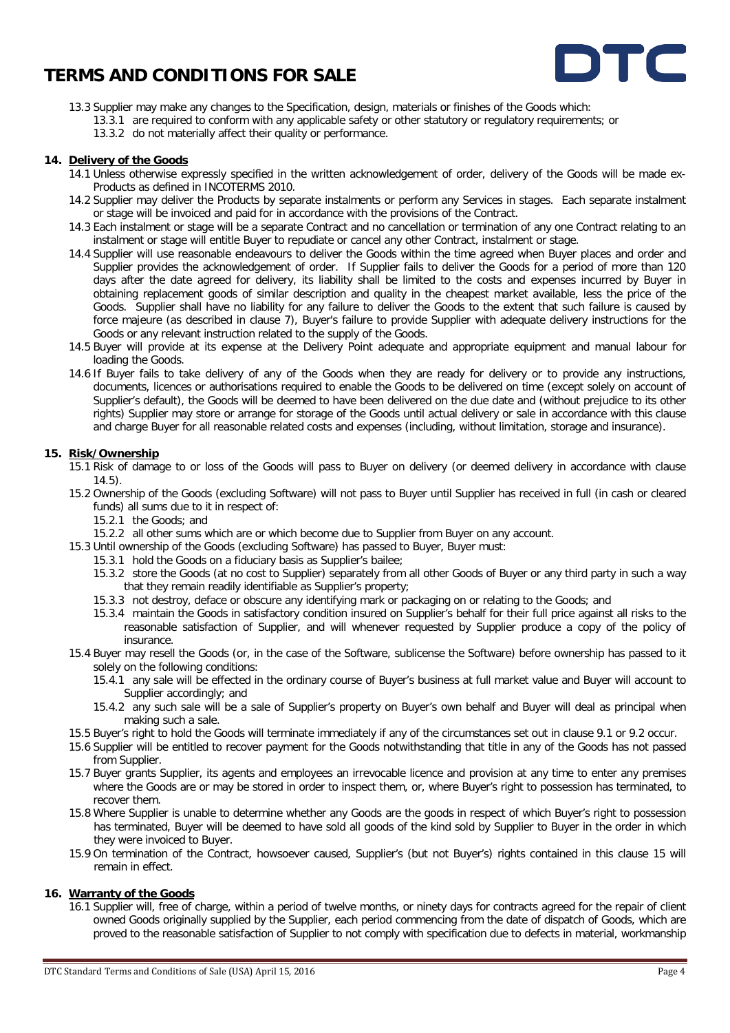13.3 Supplier may make any changes to the Specification, design, materials or finishes of the Goods which:

13.3.1 are required to conform with any applicable safety or other statutory or regulatory requirements; or

13.3.2 do not materially affect their quality or performance.

## 14. Delivery of the Goods

14.1 Unless otherwise expressly specified in the written acknowledgement of order, delivery of the Goods will be made ex-Products as defined in INCOTERMS 2010.

14.2 Supplier may deliver the Products by separate instalments or perform any Services in stages. Each separate instalment or stage will be invoiced and paid for in accordance with the provisions of the Contract.

14.3 Each instalment or stage will be a separate Contract and no cancellation or termination of any one Contract relating to an instalment or stage will entitle Buyer to repudiate or cancel any other Contract, instalment or stage.

14.4 Supplier will use reasonable endeavours to deliver the Goods within the time agreed when Buyer places and order and Supplier provides the acknowledgement of order. If Supplier fails to deliver the Goods for a period of more than 120 days after the date agreed for delivery, its liability shall be limited to the costs and expenses incurred by Buyer in obtaining replacement goods of similar description and quality in the cheapest market available, less the price of the Goods. Supplier shall have no liability for any failure to deliver the Goods to the extent that such failure is caused by force majeure (as described in clause 7), Buyer's failure to provide Supplier with adequate delivery instructions for the Goods or any relevant instruction related to the supply of the Goods.

14.5 Buyer will provide at its expense at the Delivery Point adequate and appropriate equipment and manual labour for loading the Goods.

14.6 If Buyer fails to take delivery of any of the Goods when they are ready for delivery or to provide any instructions, documents, licences or authorisations required to enable the Goods to be delivered on time (except solely on account of Supplier's default), the Goods will be deemed to have been delivered on the due date and (without prejudice to its other rights) Supplier may store or arrange for storage of the Goods until actual delivery or sale in accordance with this clause and charge Buyer for all reasonable related costs and expenses (including, without limitation, storage and insurance).

## 15. Risk/Ownership

15.1 Risk of damage to or loss of the Goods will pass to Buyer on delivery (or deemed delivery in accordance with clause 14.5).

15.2 Ownership of the Goods (excluding Software) will not pass to Buyer until Supplier has received in full (in cash or cleared funds) all sums due to it in respect of:

15.2.1 the Goods; and

15.2.2 all other sums which are or which become due to Supplier from Buyer on any account.

15.3 Until ownership of the Goods (excluding Software) has passed to Buyer, Buyer must:

15.3.1 hold the Goods on a fiduciary basis as Supplier's bailee;

15.3.2 store the Goods (at no cost to Supplier) separately from all other Goods of Buyer or any third party in such a way that they remain readily identifiable as Supplier's property;

15.3.3 not destroy, deface or obscure any identifying mark or packaging on or relating to the Goods; and

15.3.4 maintain the Goods in satisfactory condition insured on Supplier's behalf for their full price against all risks to the reasonable satisfaction of Supplier, and will whenever requested by Supplier produce a copy of the policy of insurance.

15.4 Buyer may resell the Goods (or, in the case of the Software, sublicense the Software) before ownership has passed to it solely on the following conditions:

15.4.1 any sale will be effected in the ordinary course of Buyer's business at full market value and Buyer will account to Supplier accordingly; and

15.4.2 any such sale will be a sale of Supplier's property on Buyer's own behalf and Buyer will deal as principal when making such a sale.

15.5 Buyer's right to hold the Goods will terminate immediately if any of the circumstances set out in clause 9.1 or 9.2 occur.

15.6 Supplier will be entitled to recover payment for the Goods notwithstanding that title in any of the Goods has not passed from Supplier.

15.7 Buyer grants Supplier, its agents and employees an irrevocable licence and provision at any time to enter any premises where the Goods are or may be stored in order to inspect them, or, where Buyer's right to possession has terminated, to recover them.

15.8 Where Supplier is unable to determine whether any Goods are the goods in respect of which Buyer's right to possession has terminated, Buyer will be deemed to have sold all goods of the kind sold by Supplier to Buyer in the order in which they were invoiced to Buyer.

15.9 On termination of the Contract, howsoever caused, Supplier's (but not Buyer's) rights contained in this clause 15 will remain in effect.

## 16. Warranty of the Goods

16.1 Supplier will, free of charge, within a period of twelve months, or ninety days for contracts agreed for the repair of client owned Goods originally supplied by the Supplier, each period commencing from the date of dispatch of Goods, which are proved to the reasonable satisfaction of Supplier to not comply with specification due to defects in material, workmanship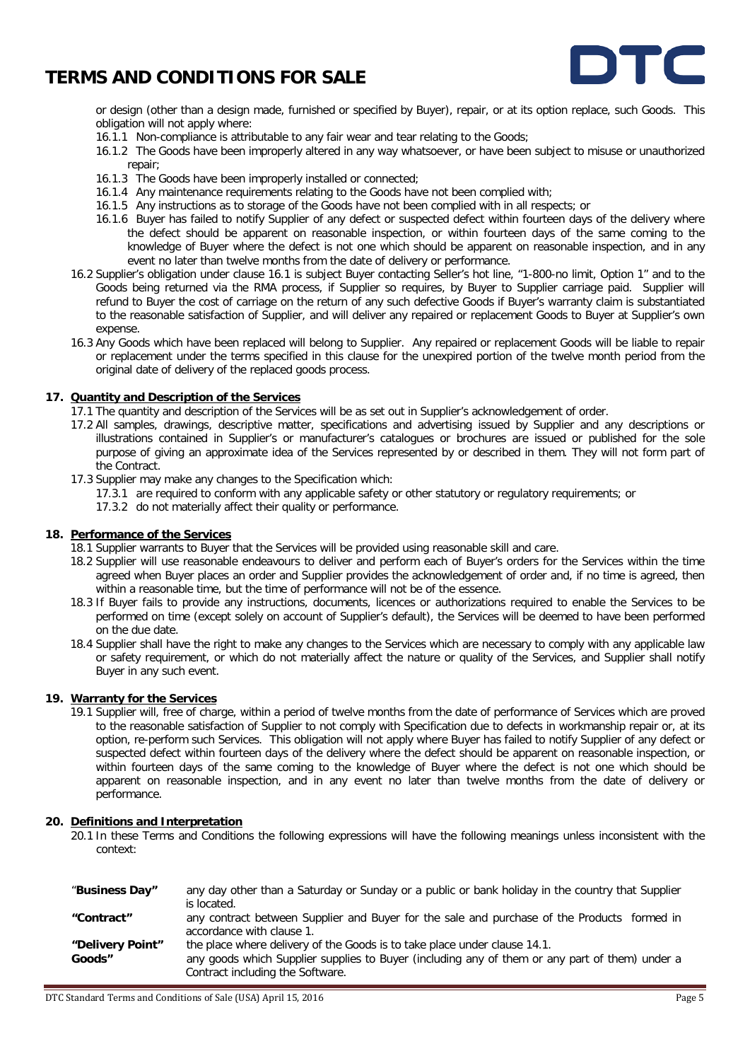or design (other than a design made, furnished or specified by Buyer), repair, or at its option replace, such Goods. This obligation will not apply where:

- 16.1.1 Non-compliance is attributable to any fair wear and tear relating to the Goods;
- 16.1.2 The Goods have been improperly altered in any way whatsoever, or have been subject to misuse or unauthorized repair;
- 16.1.3 The Goods have been improperly installed or connected;
- 16.1.4 Any maintenance requirements relating to the Goods have not been complied with;
- 16.1.5 Any instructions as to storage of the Goods have not been complied with in all respects; or
- 16.1.6 Buyer has failed to notify Supplier of any defect or suspected defect within fourteen days of the delivery where the defect should be apparent on reasonable inspection, or within fourteen days of the same coming to the knowledge of Buyer where the defect is not one which should be apparent on reasonable inspection, and in any event no later than twelve months from the date of delivery or performance.

16.2 Supplier's obligation under clause 16.1 is subject Buyer contacting Seller's hot line, "1-800-no limit, Option 1" and to the Goods being returned via the RMA process, if Supplier so requires, by Buyer to Supplier carriage paid. Supplier will refund to Buyer the cost of carriage on the return of any such defective Goods if Buyer's warranty claim is substantiated to the reasonable satisfaction of Supplier, and will deliver any repaired or replacement Goods to Buyer at Supplier's own expense.

16.3 Any Goods which have been replaced will belong to Supplier. Any repaired or replacement Goods will be liable to repair or replacement under the terms specified in this clause for the unexpired portion of the twelve month period from the original date of delivery of the replaced goods process.

## 17. Quantity and Description of the Services

17.1 The quantity and description of the Services will be as set out in Supplier's acknowledgement of order.

17.2 All samples, drawings, descriptive matter, specifications and advertising issued by Supplier and any descriptions or illustrations contained in Supplier's or manufacturer's catalogues or brochures are issued or published for the sole purpose of giving an approximate idea of the Services represented by or described in them. They will not form part of the Contract.

17.3 Supplier may make any changes to the Specification which:

- 17.3.1 are required to conform with any applicable safety or other statutory or regulatory requirements; or
- 17.3.2 do not materially affect their quality or performance.

## 18. Performance of the Services

18.1 Supplier warrants to Buyer that the Services will be provided using reasonable skill and care.

18.2 Supplier will use reasonable endeavours to deliver and perform each of Buyer's orders for the Services within the time agreed when Buyer places an order and Supplier provides the acknowledgement of order and, if no time is agreed, then within a reasonable time, but the time of performance will not be of the essence.

18.3 If Buyer fails to provide any instructions, documents, licences or authorizations required to enable the Services to be performed on time (except solely on account of Supplier's default), the Services will be deemed to have been performed on the due date.

18.4 Supplier shall have the right to make any changes to the Services which are necessary to comply with any applicable law or safety requirement, or which do not materially affect the nature or quality of the Services, and Supplier shall notify Buyer in any such event.

## 19. Warranty for the Services

19.1 Supplier will, free of charge, within a period of twelve months from the date of performance of Services which are proved to the reasonable satisfaction of Supplier to not comply with Specification due to defects in workmanship repair or, at its option, re-perform such Services. This obligation will not apply where Buyer has failed to notify Supplier of any defect or suspected defect within fourteen days of the delivery where the defect should be apparent on reasonable inspection, or within fourteen days of the same coming to the knowledge of Buyer where the defect is not one which should be apparent on reasonable inspection, and in any event no later than twelve months from the date of delivery or performance.

## 20. Definitions and Interpretation

20.1 In these Terms and Conditions the following expressions will have the following meanings unless inconsistent with the context:

| | |
|---|---|
| "**Business Day"** | any day other than a Saturday or Sunday or a public or bank holiday in the country that Supplier is located. |
| **"Contract"** | any contract between Supplier and Buyer for the sale and purchase of the Products formed in accordance with clause 1. |
| **"Delivery Point"** | the place where delivery of the Goods is to take place under clause 14.1. |
| **Goods"** | any goods which Supplier supplies to Buyer (including any of them or any part of them) under a Contract including the Software. |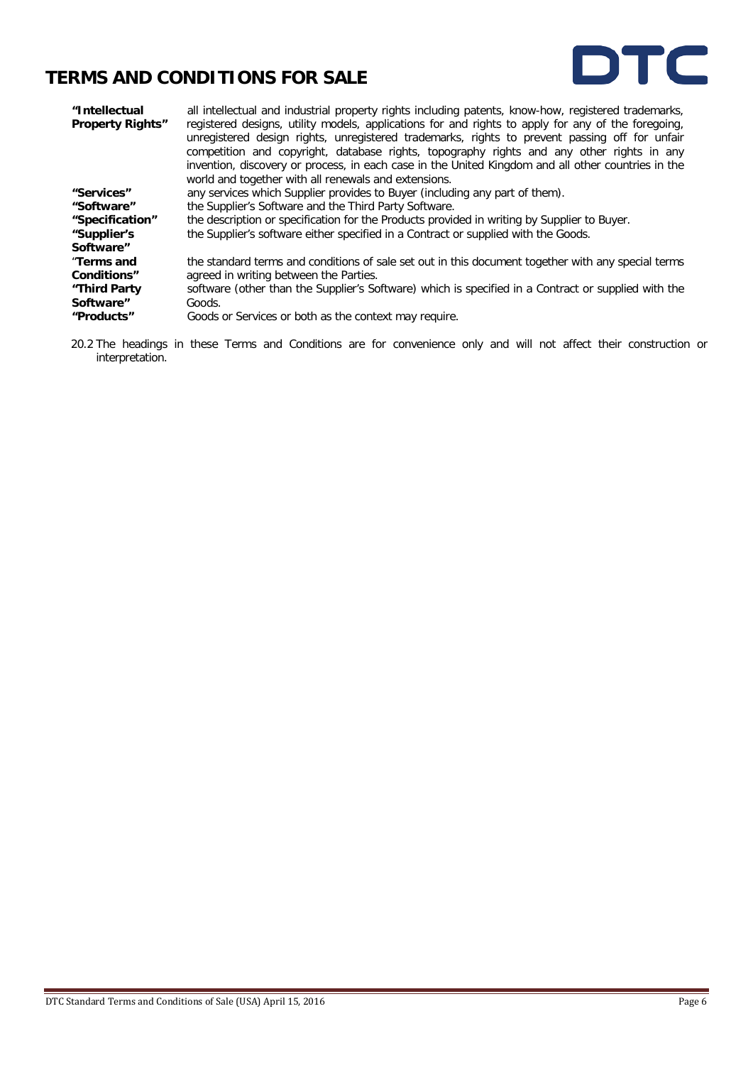# TERMS AND CONDITIONS FOR SALE

| | |
|---|---|
| **"Intellectual Property Rights"** | all intellectual and industrial property rights including patents, know-how, registered trademarks, registered designs, utility models, applications for and rights to apply for any of the foregoing, unregistered design rights, unregistered trademarks, rights to prevent passing off for unfair competition and copyright, database rights, topography rights and any other rights in any invention, discovery or process, in each case in the United Kingdom and all other countries in the world and together with all renewals and extensions. |
| **"Services"** | any services which Supplier provides to Buyer (including any part of them). |
| **"Software"** | the Supplier's Software and the Third Party Software. |
| **"Specification"** | the description or specification for the Products provided in writing by Supplier to Buyer. |
| **"Supplier's Software"** | the Supplier's software either specified in a Contract or supplied with the Goods. |
| **"Terms and Conditions"** | the standard terms and conditions of sale set out in this document together with any special terms agreed in writing between the Parties. |
| **"Third Party Software"** | software (other than the Supplier's Software) which is specified in a Contract or supplied with the Goods. |
| **"Products"** | Goods or Services or both as the context may require. |

20.2 The headings in these Terms and Conditions are for convenience only and will not affect their construction or interpretation.